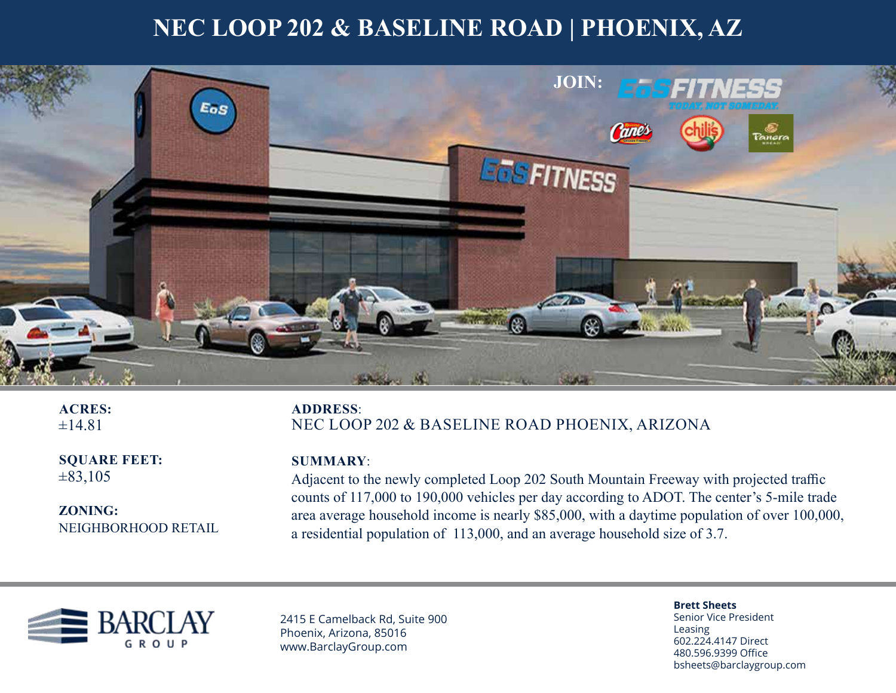# NEC LOOP 202 & BASELINE ROAD | PHOENIX, AZ

JOIN: EoS FITNESS — TODAY. NOT SOMEDAY.

**ACRES:**
±14.81

**SQUARE FEET:**
±83,105

**ZONING:**
NEIGHBORHOOD RETAIL

**ADDRESS**:
NEC LOOP 202 & BASELINE ROAD PHOENIX, ARIZONA

**SUMMARY**:
Adjacent to the newly completed Loop 202 South Mountain Freeway with projected traffic counts of 117,000 to 190,000 vehicles per day according to ADOT. The center's 5-mile trade area average household income is nearly $85,000, with a daytime population of over 100,000, a residential population of 113,000, and an average household size of 3.7.

BARCLAY GROUP

2415 E Camelback Rd, Suite 900
Phoenix, Arizona, 85016
www.BarclayGroup.com

**Brett Sheets**
Senior Vice President
Leasing
602.224.4147 Direct
480.596.9399 Office
bsheets@barclaygroup.com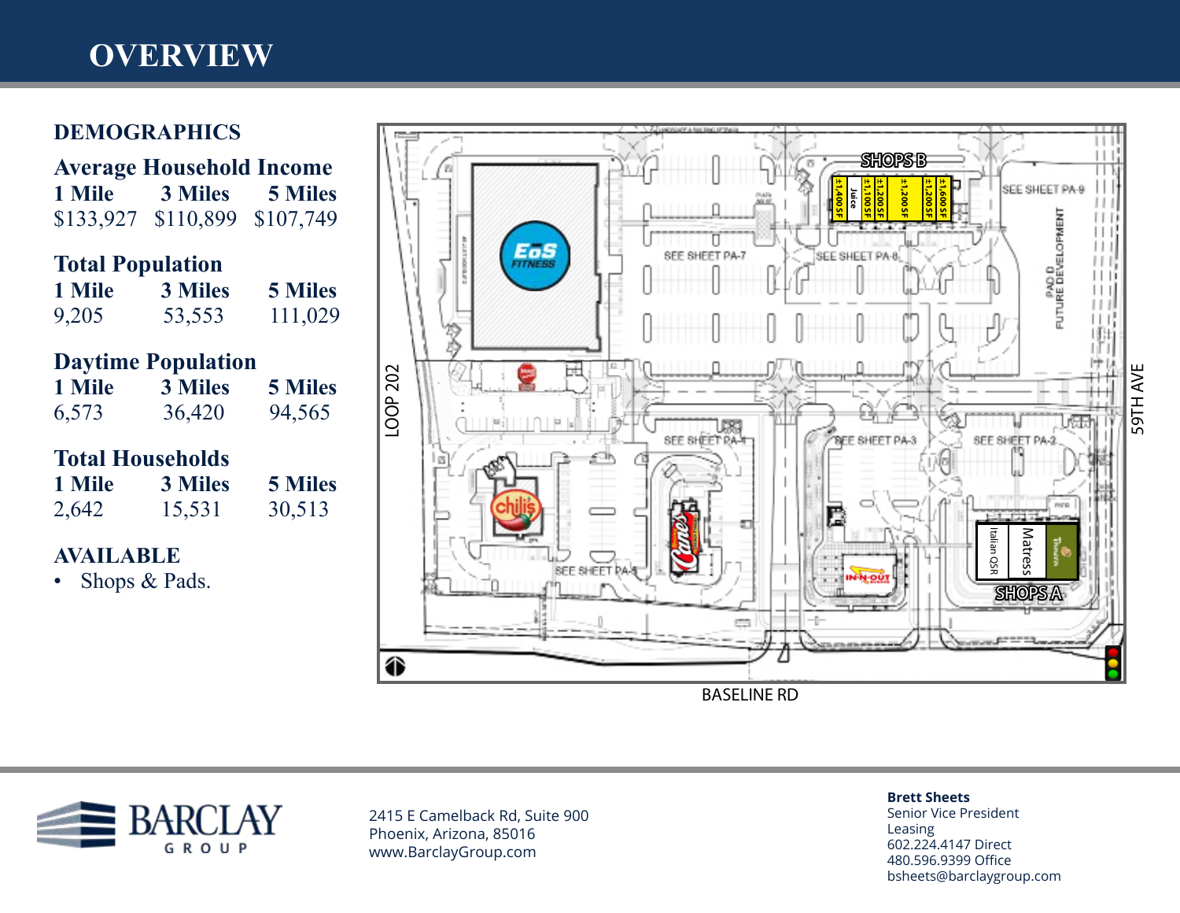# OVERVIEW

## DEMOGRAPHICS

### Average Household Income

| 1 Mile | 3 Miles | 5 Miles |
|---|---|---|
| $133,927 | $110,899 | $107,749 |

### Total Population

| 1 Mile | 3 Miles | 5 Miles |
|---|---|---|
| 9,205 | 53,553 | 111,029 |

### Daytime Population

| 1 Mile | 3 Miles | 5 Miles |
|---|---|---|
| 6,573 | 36,420 | 94,565 |

### Total Households

| 1 Mile | 3 Miles | 5 Miles |
|---|---|---|
| 2,642 | 15,531 | 30,513 |

## AVAILABLE

- Shops & Pads.

SHOPS B: ±1,400 SF; Juice; ±1,100 SF; ±1,200 SF; ±1,200 SF; ±1,200 SF; ±1,600 SF

SEE SHEET PA-9

PAD D FUTURE DEVELOPMENT

SEE SHEET PA-7

SEE SHEET PA-8

EoS FITNESS

LOOP 202

59TH AVE

SEE SHEET PA-4

SEE SHEET PA-3

SEE SHEET PA-2

chili's

Cane's

SEE SHEET PA-5

IN-N-OUT BURGER

SHOPS A: Italian QSR; Matress; Panera

BASELINE RD

BARCLAY GROUP

2415 E Camelback Rd, Suite 900
Phoenix, Arizona, 85016
www.BarclayGroup.com

**Brett Sheets**
Senior Vice President
Leasing
602.224.4147 Direct
480.596.9399 Office
bsheets@barclaygroup.com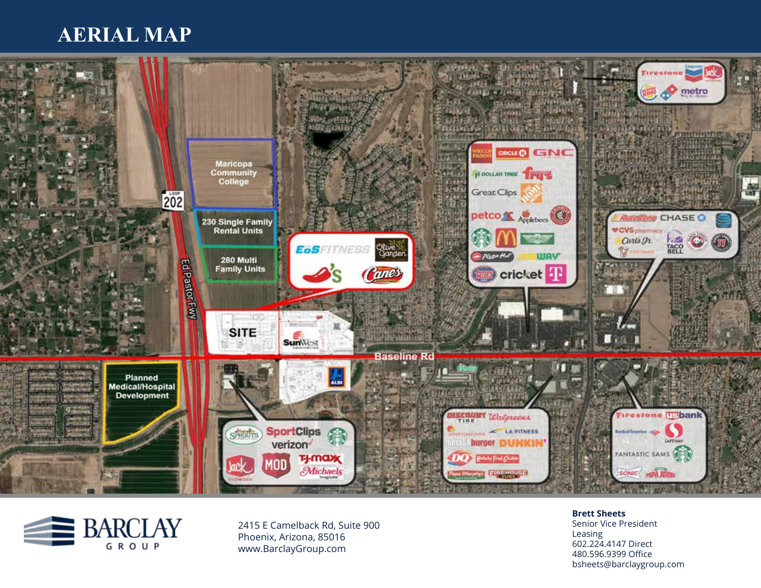# AERIAL MAP

Maricopa Community College

230 Single Family Rental Units

280 Multi Family Units

SITE

Planned Medical/Hospital Development

Ed Pastor Fwy

202

Baseline Rd

BARCLAY GROUP

2415 E Camelback Rd, Suite 900
Phoenix, Arizona, 85016
www.BarclayGroup.com

**Brett Sheets**
Senior Vice President
Leasing
602.224.4147 Direct
480.596.9399 Office
bsheets@barclaygroup.com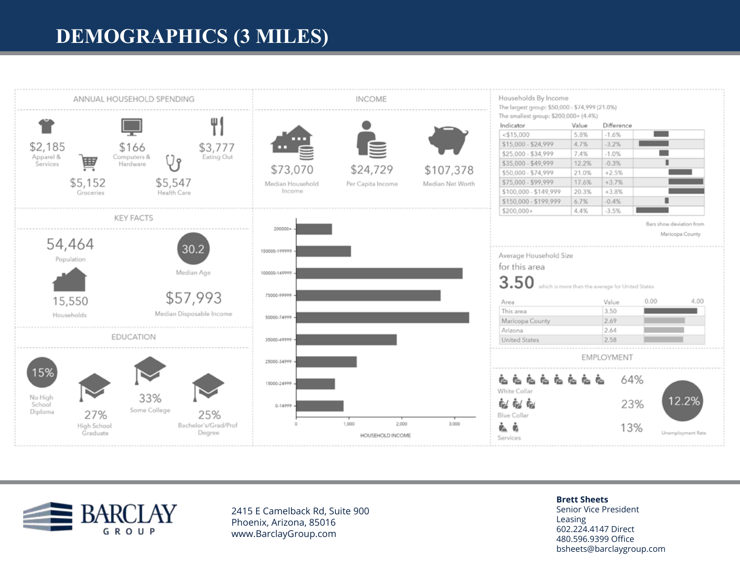# DEMOGRAPHICS (3 MILES)

## ANNUAL HOUSEHOLD SPENDING

$2,185
Apparel & Services

$166
Computers & Hardware

$3,777
Eating Out

$5,152
Groceries

$5,547
Health Care

## INCOME

$73,070
Median Household Income

$24,729
Per Capita Income

$107,378
Median Net Worth

## Households By Income

The largest group: $50,000 - $74,999 (21.0%)

The smallest group: $200,000+ (4.4%)

| Indicator | Value | Difference |
|---|---|---|
| <$15,000 | 5.8% | -1.6% |
| $15,000 - $24,999 | 4.7% | -3.2% |
| $25,000 - $34,999 | 7.4% | -1.0% |
| $35,000 - $49,999 | 12.2% | -0.3% |
| $50,000 - $74,999 | 21.0% | +2.5% |
| $75,000 - $99,999 | 17.6% | +3.7% |
| $100,000 - $149,999 | 20.3% | +3.8% |
| $150,000 - $199,999 | 6.7% | -0.4% |
| $200,000+ | 4.4% | -3.5% |

Bars show deviation from Maricopa County

## KEY FACTS

54,464
Population

30.2
Median Age

15,550
Households

$57,993
Median Disposable Income

200000+
150000-199999
100000-149999
75000-99999
50000-74999
35000-49999
25000-34999
15000-24999
0-14999

0
1,000
2,000
3,000
HOUSEHOLD INCOME

## Average Household Size

for this area

3.50 which is more than the average for United States

| Area | Value |
|---|---|
| This area | 3.50 |
| Maricopa County | 2.69 |
| Arizona | 2.64 |
| United States | 2.58 |

0.00
4.00

## EDUCATION

15%
No High School Diploma

27%
High School Graduate

33%
Some College

25%
Bachelor's/Grad/Prof Degree

## EMPLOYMENT

64%
White Collar

23%
Blue Collar

13%
Services

12.2%
Unemployment Rate

BARCLAY GROUP

2415 E Camelback Rd, Suite 900
Phoenix, Arizona, 85016
www.BarclayGroup.com

**Brett Sheets**
Senior Vice President
Leasing
602.224.4147 Direct
480.596.9399 Office
bsheets@barclaygroup.com